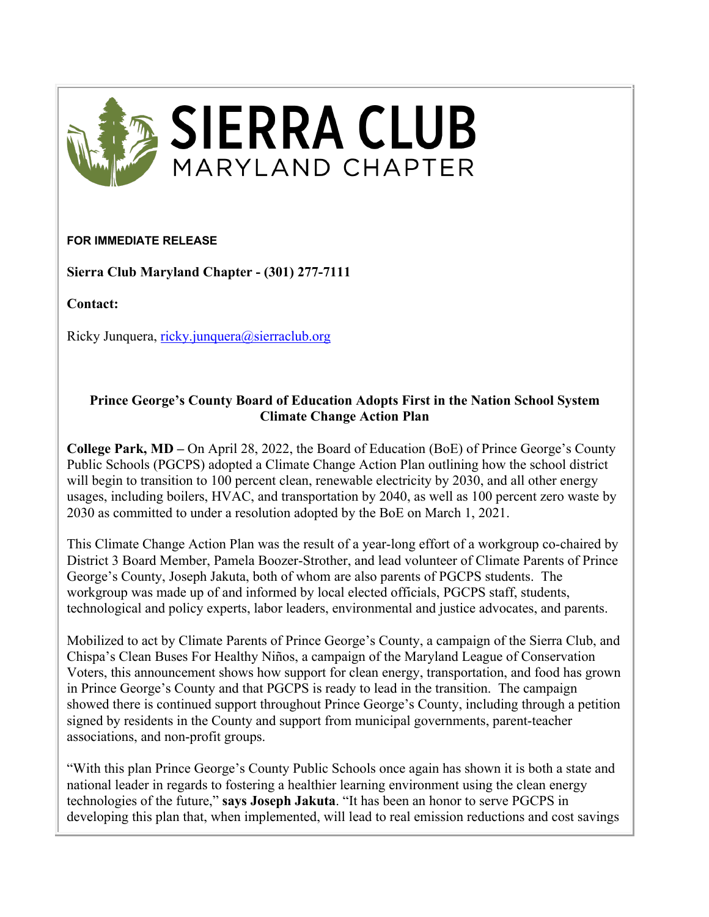# SIERRA CLUB
## MARYLAND CHAPTER

**FOR IMMEDIATE RELEASE**

**Sierra Club Maryland Chapter - (301) 277-7111**

**Contact:**

Ricky Junquera, ricky.junquera@sierraclub.org

**Prince George's County Board of Education Adopts First in the Nation School System Climate Change Action Plan**

**College Park, MD –** On April 28, 2022, the Board of Education (BoE) of Prince George's County Public Schools (PGCPS) adopted a Climate Change Action Plan outlining how the school district will begin to transition to 100 percent clean, renewable electricity by 2030, and all other energy usages, including boilers, HVAC, and transportation by 2040, as well as 100 percent zero waste by 2030 as committed to under a resolution adopted by the BoE on March 1, 2021.

This Climate Change Action Plan was the result of a year-long effort of a workgroup co-chaired by District 3 Board Member, Pamela Boozer-Strother, and lead volunteer of Climate Parents of Prince George's County, Joseph Jakuta, both of whom are also parents of PGCPS students. The workgroup was made up of and informed by local elected officials, PGCPS staff, students, technological and policy experts, labor leaders, environmental and justice advocates, and parents.

Mobilized to act by Climate Parents of Prince George's County, a campaign of the Sierra Club, and Chispa's Clean Buses For Healthy Niños, a campaign of the Maryland League of Conservation Voters, this announcement shows how support for clean energy, transportation, and food has grown in Prince George's County and that PGCPS is ready to lead in the transition. The campaign showed there is continued support throughout Prince George's County, including through a petition signed by residents in the County and support from municipal governments, parent-teacher associations, and non-profit groups.

"With this plan Prince George's County Public Schools once again has shown it is both a state and national leader in regards to fostering a healthier learning environment using the clean energy technologies of the future," **says Joseph Jakuta**. "It has been an honor to serve PGCPS in developing this plan that, when implemented, will lead to real emission reductions and cost savings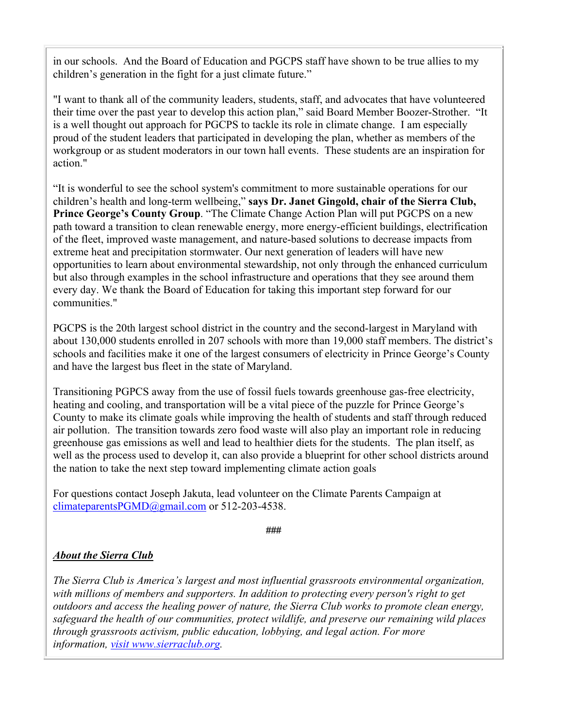in our schools.  And the Board of Education and PGCPS staff have shown to be true allies to my children's generation in the fight for a just climate future."

"I want to thank all of the community leaders, students, staff, and advocates that have volunteered their time over the past year to develop this action plan," said Board Member Boozer-Strother.  "It is a well thought out approach for PGCPS to tackle its role in climate change.  I am especially proud of the student leaders that participated in developing the plan, whether as members of the workgroup or as student moderators in our town hall events.  These students are an inspiration for action."

"It is wonderful to see the school system's commitment to more sustainable operations for our children's health and long-term wellbeing," **says Dr. Janet Gingold, chair of the Sierra Club, Prince George's County Group**. "The Climate Change Action Plan will put PGCPS on a new path toward a transition to clean renewable energy, more energy-efficient buildings, electrification of the fleet, improved waste management, and nature-based solutions to decrease impacts from extreme heat and precipitation stormwater. Our next generation of leaders will have new opportunities to learn about environmental stewardship, not only through the enhanced curriculum but also through examples in the school infrastructure and operations that they see around them every day. We thank the Board of Education for taking this important step forward for our communities."

PGCPS is the 20th largest school district in the country and the second-largest in Maryland with about 130,000 students enrolled in 207 schools with more than 19,000 staff members. The district's schools and facilities make it one of the largest consumers of electricity in Prince George's County and have the largest bus fleet in the state of Maryland.

Transitioning PGPCS away from the use of fossil fuels towards greenhouse gas-free electricity, heating and cooling, and transportation will be a vital piece of the puzzle for Prince George's County to make its climate goals while improving the health of students and staff through reduced air pollution.  The transition towards zero food waste will also play an important role in reducing greenhouse gas emissions as well and lead to healthier diets for the students.  The plan itself, as well as the process used to develop it, can also provide a blueprint for other school districts around the nation to take the next step toward implementing climate action goals

For questions contact Joseph Jakuta, lead volunteer on the Climate Parents Campaign at climateparentsPGMD@gmail.com or 512-203-4538.

###

***About the Sierra Club***

*The Sierra Club is America's largest and most influential grassroots environmental organization, with millions of members and supporters. In addition to protecting every person's right to get outdoors and access the healing power of nature, the Sierra Club works to promote clean energy, safeguard the health of our communities, protect wildlife, and preserve our remaining wild places through grassroots activism, public education, lobbying, and legal action. For more information, visit www.sierraclub.org.*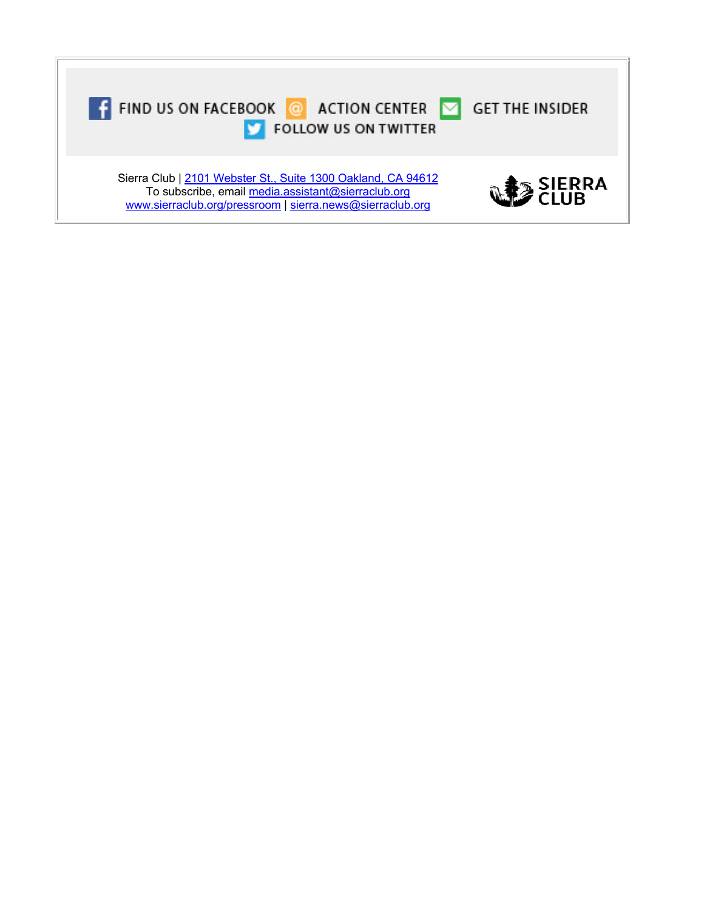FIND US ON FACEBOOK ACTION CENTER GET THE INSIDER
FOLLOW US ON TWITTER

Sierra Club | 2101 Webster St., Suite 1300 Oakland, CA 94612
To subscribe, email media.assistant@sierraclub.org
www.sierraclub.org/pressroom | sierra.news@sierraclub.org

SIERRA CLUB